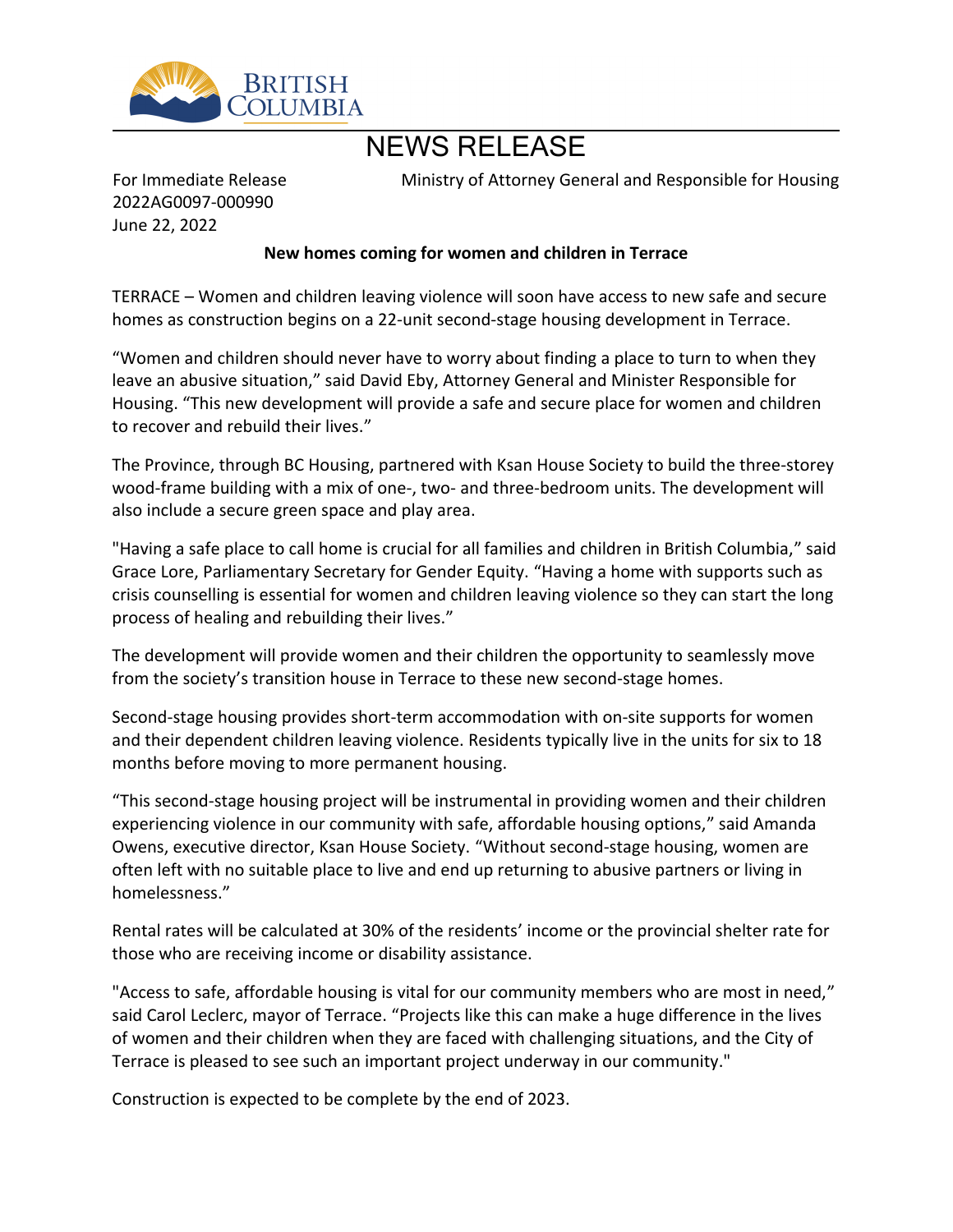BRITISH COLUMBIA

# NEWS RELEASE

For Immediate Release
2022AG0097-000990
June 22, 2022

Ministry of Attorney General and Responsible for Housing

**New homes coming for women and children in Terrace**

TERRACE – Women and children leaving violence will soon have access to new safe and secure homes as construction begins on a 22-unit second-stage housing development in Terrace.

“Women and children should never have to worry about finding a place to turn to when they leave an abusive situation,” said David Eby, Attorney General and Minister Responsible for Housing. “This new development will provide a safe and secure place for women and children to recover and rebuild their lives.”

The Province, through BC Housing, partnered with Ksan House Society to build the three-storey wood-frame building with a mix of one-, two- and three-bedroom units. The development will also include a secure green space and play area.

"Having a safe place to call home is crucial for all families and children in British Columbia,” said Grace Lore, Parliamentary Secretary for Gender Equity. “Having a home with supports such as crisis counselling is essential for women and children leaving violence so they can start the long process of healing and rebuilding their lives.”

The development will provide women and their children the opportunity to seamlessly move from the society’s transition house in Terrace to these new second-stage homes.

Second-stage housing provides short-term accommodation with on-site supports for women and their dependent children leaving violence. Residents typically live in the units for six to 18 months before moving to more permanent housing.

“This second-stage housing project will be instrumental in providing women and their children experiencing violence in our community with safe, affordable housing options,” said Amanda Owens, executive director, Ksan House Society. “Without second-stage housing, women are often left with no suitable place to live and end up returning to abusive partners or living in homelessness.”

Rental rates will be calculated at 30% of the residents’ income or the provincial shelter rate for those who are receiving income or disability assistance.

"Access to safe, affordable housing is vital for our community members who are most in need,” said Carol Leclerc, mayor of Terrace. “Projects like this can make a huge difference in the lives of women and their children when they are faced with challenging situations, and the City of Terrace is pleased to see such an important project underway in our community."

Construction is expected to be complete by the end of 2023.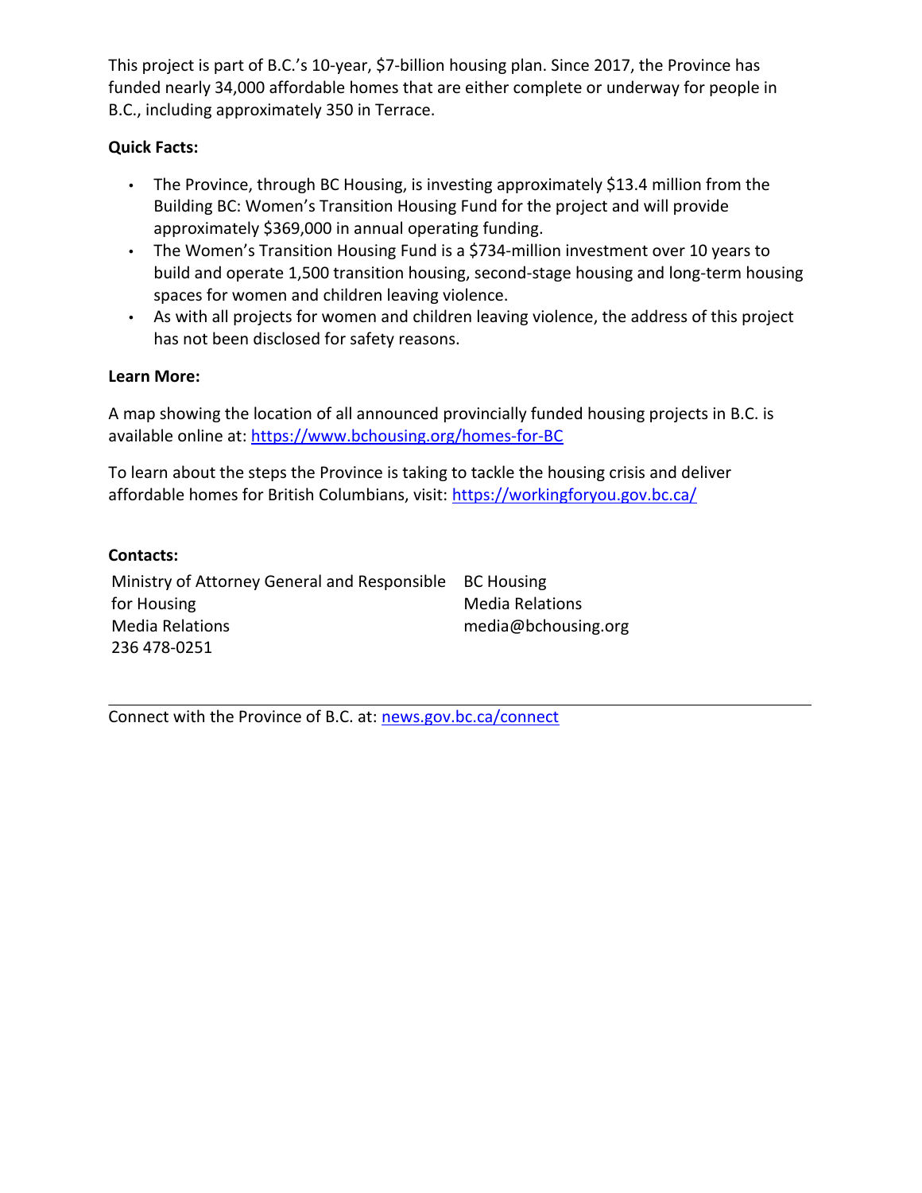This project is part of B.C.'s 10-year, $7-billion housing plan. Since 2017, the Province has funded nearly 34,000 affordable homes that are either complete or underway for people in B.C., including approximately 350 in Terrace.

**Quick Facts:**

- The Province, through BC Housing, is investing approximately $13.4 million from the Building BC: Women's Transition Housing Fund for the project and will provide approximately $369,000 in annual operating funding.
- The Women's Transition Housing Fund is a $734-million investment over 10 years to build and operate 1,500 transition housing, second-stage housing and long-term housing spaces for women and children leaving violence.
- As with all projects for women and children leaving violence, the address of this project has not been disclosed for safety reasons.

**Learn More:**

A map showing the location of all announced provincially funded housing projects in B.C. is available online at: https://www.bchousing.org/homes-for-BC

To learn about the steps the Province is taking to tackle the housing crisis and deliver affordable homes for British Columbians, visit: https://workingforyou.gov.bc.ca/

**Contacts:**

| | |
|---|---|
| Ministry of Attorney General and Responsible for Housing<br>Media Relations<br>236 478-0251 | BC Housing<br>Media Relations<br>media@bchousing.org |

Connect with the Province of B.C. at: news.gov.bc.ca/connect